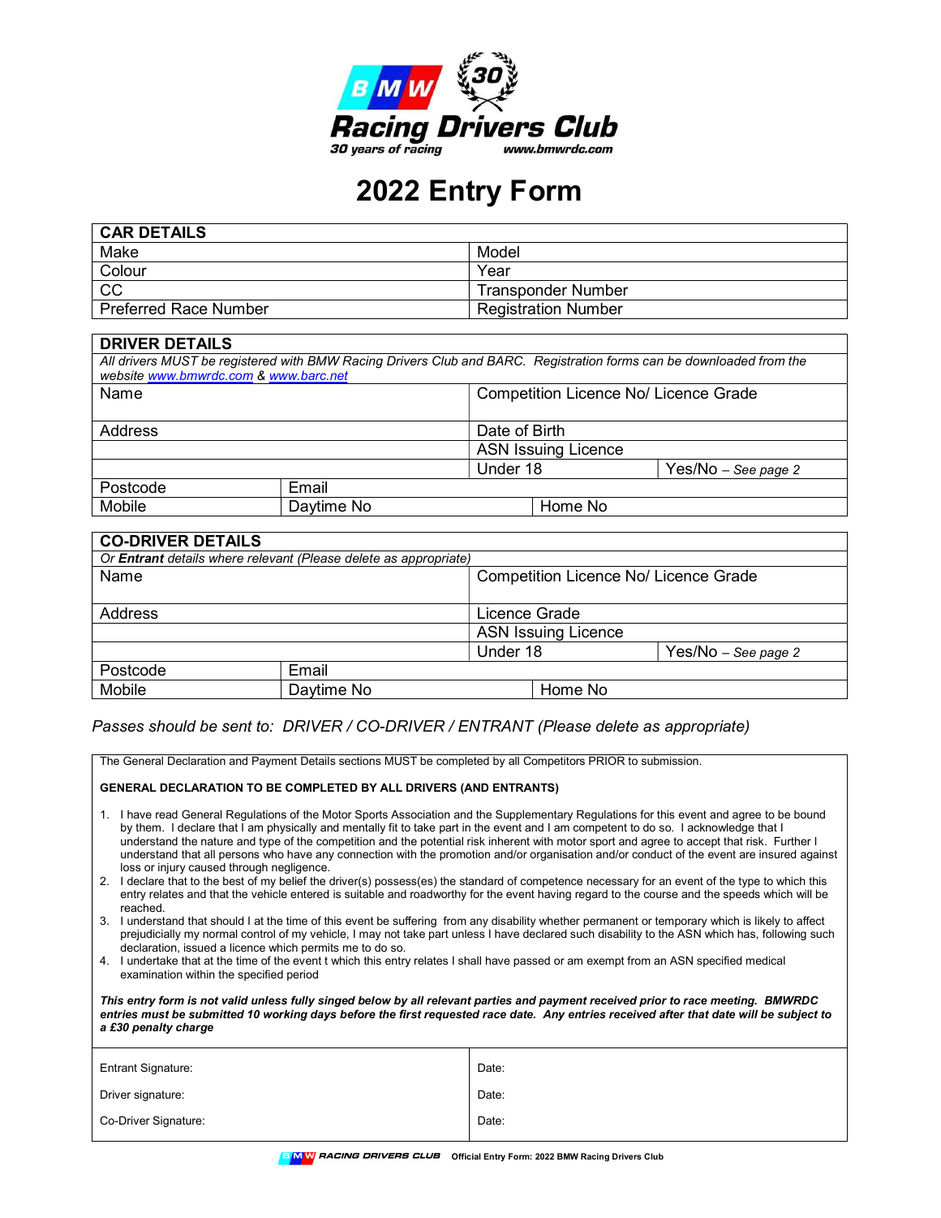BMW 30 Racing Drivers Club

30 years of racing www.bmwrdc.com

# 2022 Entry Form

| CAR DETAILS | |
|---|---|
| Make | Model |
| Colour | Year |
| CC | Transponder Number |
| Preferred Race Number | Registration Number |

| DRIVER DETAILS | | | |
|---|---|---|---|
| *All drivers MUST be registered with BMW Racing Drivers Club and BARC. Registration forms can be downloaded from the website www.bmwrdc.com & www.barc.net* | | | |
| Name | | Competition Licence No/ Licence Grade | |
| Address | | Date of Birth | |
| | | ASN Issuing Licence | |
| | | Under 18 | Yes/No – *See page 2* |
| Postcode | Email | | |
| Mobile | Daytime No | Home No | |

| CO-DRIVER DETAILS | | | |
|---|---|---|---|
| *Or **Entrant** details where relevant (Please delete as appropriate)* | | | |
| Name | | Competition Licence No/ Licence Grade | |
| Address | | Licence Grade | |
| | | ASN Issuing Licence | |
| | | Under 18 | Yes/No – *See page 2* |
| Postcode | Email | | |
| Mobile | Daytime No | Home No | |

*Passes should be sent to: DRIVER / CO-DRIVER / ENTRANT (Please delete as appropriate)*

The General Declaration and Payment Details sections MUST be completed by all Competitors PRIOR to submission.

**GENERAL DECLARATION TO BE COMPLETED BY ALL DRIVERS (AND ENTRANTS)**

1. I have read General Regulations of the Motor Sports Association and the Supplementary Regulations for this event and agree to be bound by them. I declare that I am physically and mentally fit to take part in the event and I am competent to do so. I acknowledge that I understand the nature and type of the competition and the potential risk inherent with motor sport and agree to accept that risk. Further I understand that all persons who have any connection with the promotion and/or organisation and/or conduct of the event are insured against loss or injury caused through negligence.
2. I declare that to the best of my belief the driver(s) possess(es) the standard of competence necessary for an event of the type to which this entry relates and that the vehicle entered is suitable and roadworthy for the event having regard to the course and the speeds which will be reached.
3. I understand that should I at the time of this event be suffering from any disability whether permanent or temporary which is likely to affect prejudicially my normal control of my vehicle, I may not take part unless I have declared such disability to the ASN which has, following such declaration, issued a licence which permits me to do so.
4. I undertake that at the time of the event t which this entry relates I shall have passed or am exempt from an ASN specified medical examination within the specified period

***This entry form is not valid unless fully singed below by all relevant parties and payment received prior to race meeting. BMWRDC entries must be submitted 10 working days before the first requested race date. Any entries received after that date will be subject to a £30 penalty charge***

| | |
|---|---|
| Entrant Signature: | Date: |
| Driver signature: | Date: |
| Co-Driver Signature: | Date: |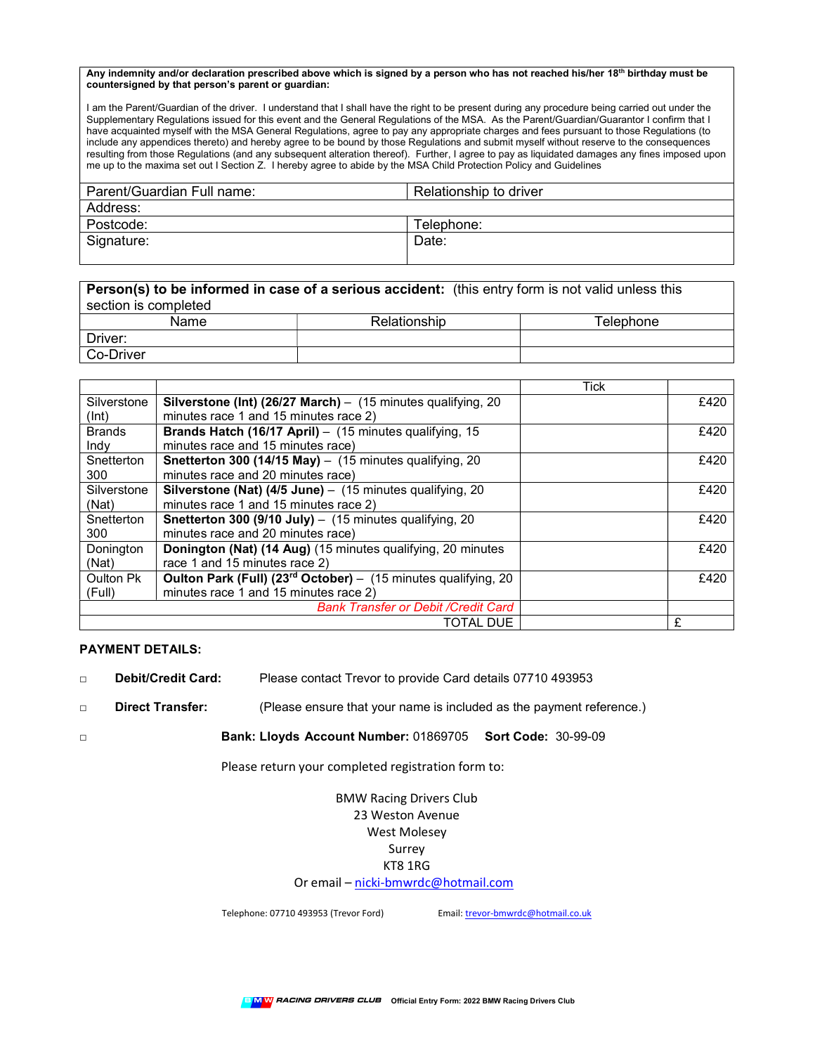**Any indemnity and/or declaration prescribed above which is signed by a person who has not reached his/her 18th birthday must be countersigned by that person's parent or guardian:**

I am the Parent/Guardian of the driver. I understand that I shall have the right to be present during any procedure being carried out under the Supplementary Regulations issued for this event and the General Regulations of the MSA. As the Parent/Guardian/Guarantor I confirm that I have acquainted myself with the MSA General Regulations, agree to pay any appropriate charges and fees pursuant to those Regulations (to include any appendices thereto) and hereby agree to be bound by those Regulations and submit myself without reserve to the consequences resulting from those Regulations (and any subsequent alteration thereof). Further, I agree to pay as liquidated damages any fines imposed upon me up to the maxima set out I Section Z. I hereby agree to abide by the MSA Child Protection Policy and Guidelines

| | |
|---|---|
| Parent/Guardian Full name: | Relationship to driver |
| Address: | |
| Postcode: | Telephone: |
| Signature: | Date: |

**Person(s) to be informed in case of a serious accident:** (this entry form is not valid unless this section is completed

| | Name | Relationship | Telephone |
|---|---|---|---|
| Driver: | | | |
| Co-Driver | | | |

| | | Tick | |
|---|---|---|---|
| Silverstone (Int) | **Silverstone (Int) (26/27 March)** – (15 minutes qualifying, 20 minutes race 1 and 15 minutes race 2) | | £420 |
| Brands Indy | **Brands Hatch (16/17 April)** – (15 minutes qualifying, 15 minutes race and 15 minutes race) | | £420 |
| Snetterton 300 | **Snetterton 300 (14/15 May)** – (15 minutes qualifying, 20 minutes race and 20 minutes race) | | £420 |
| Silverstone (Nat) | **Silverstone (Nat) (4/5 June)** – (15 minutes qualifying, 20 minutes race 1 and 15 minutes race 2) | | £420 |
| Snetterton 300 | **Snetterton 300 (9/10 July)** – (15 minutes qualifying, 20 minutes race and 20 minutes race) | | £420 |
| Donington (Nat) | **Donington (Nat) (14 Aug)** (15 minutes qualifying, 20 minutes race 1 and 15 minutes race 2) | | £420 |
| Oulton Pk (Full) | **Oulton Park (Full) (23rd October)** – (15 minutes qualifying, 20 minutes race 1 and 15 minutes race 2) | | £420 |
| | *Bank Transfer or Debit /Credit Card* | | |
| | TOTAL DUE | | £ |

**PAYMENT DETAILS:**

□ **Debit/Credit Card:** Please contact Trevor to provide Card details 07710 493953

□ **Direct Transfer:** (Please ensure that your name is included as the payment reference.)

□ **Bank: Lloyds Account Number:** 01869705 **Sort Code:** 30-99-09

Please return your completed registration form to:

BMW Racing Drivers Club
23 Weston Avenue
West Molesey
Surrey
KT8 1RG
Or email – nicki-bmwrdc@hotmail.com

Telephone: 07710 493953 (Trevor Ford) Email: trevor-bmwrdc@hotmail.co.uk